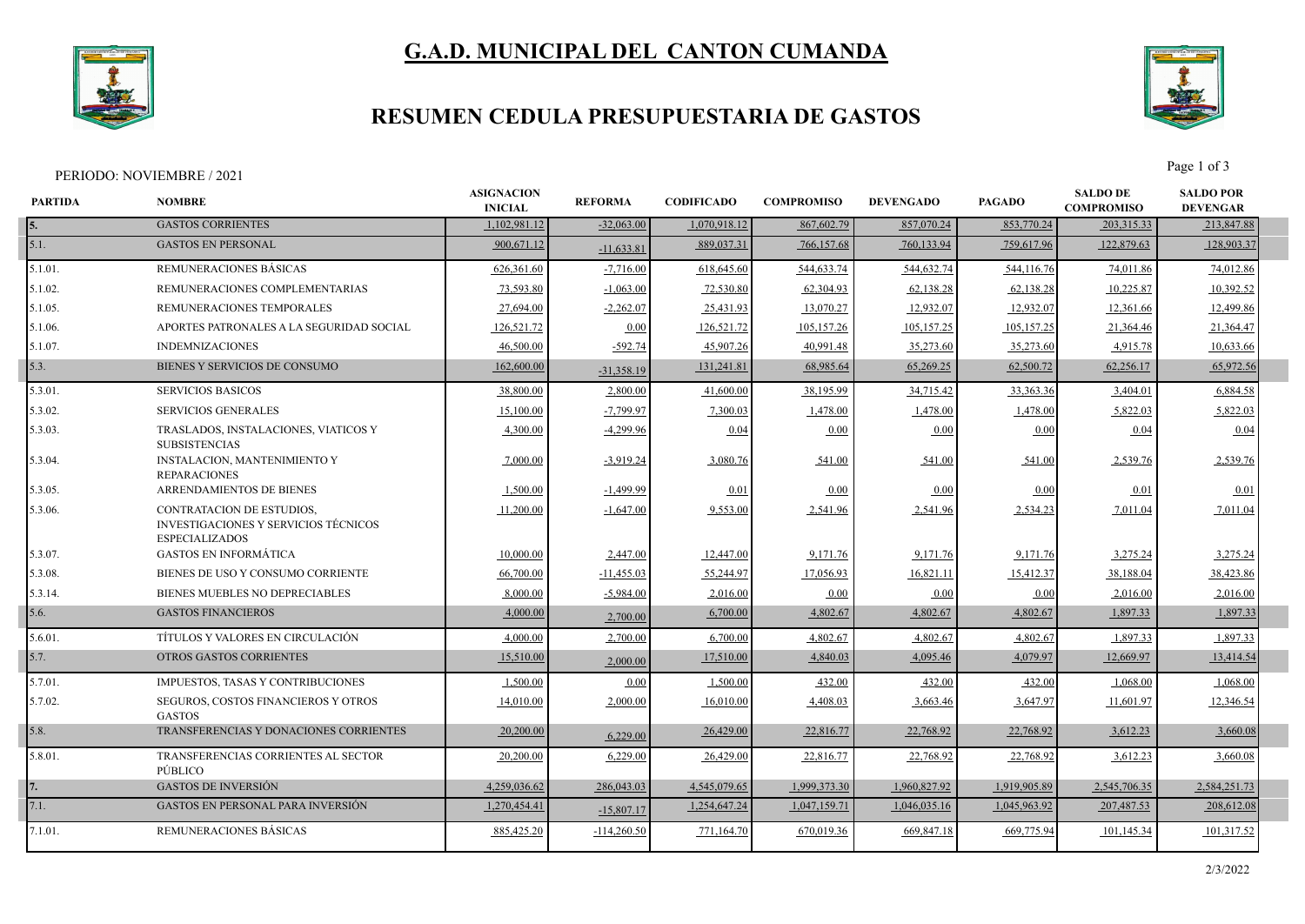# G.A.D. MUNICIPAL DEL CANTON CUMANDA

## RESUMEN CEDULA PRESUPUESTARIA DE GASTOS

PERIODO: NOVIEMBRE / 2021

| PARTIDA | NOMBRE | ASIGNACION INICIAL | REFORMA | CODIFICADO | COMPROMISO | DEVENGADO | PAGADO | SALDO DE COMPROMISO | SALDO POR DEVENGAR |
|---|---|---|---|---|---|---|---|---|---|
| 5. | GASTOS CORRIENTES | 1,102,981.12 | -32,063.00 | 1,070,918.12 | 867,602.79 | 857,070.24 | 853,770.24 | 203,315.33 | 213,847.88 |
| 5.1. | GASTOS EN PERSONAL | 900,671.12 | -11,633.81 | 889,037.31 | 766,157.68 | 760,133.94 | 759,617.96 | 122,879.63 | 128,903.37 |
| 5.1.01. | REMUNERACIONES BÁSICAS | 626,361.60 | -7,716.00 | 618,645.60 | 544,633.74 | 544,632.74 | 544,116.76 | 74,011.86 | 74,012.86 |
| 5.1.02. | REMUNERACIONES COMPLEMENTARIAS | 73,593.80 | -1,063.00 | 72,530.80 | 62,304.93 | 62,138.28 | 62,138.28 | 10,225.87 | 10,392.52 |
| 5.1.05. | REMUNERACIONES TEMPORALES | 27,694.00 | -2,262.07 | 25,431.93 | 13,070.27 | 12,932.07 | 12,932.07 | 12,361.66 | 12,499.86 |
| 5.1.06. | APORTES PATRONALES A LA SEGURIDAD SOCIAL | 126,521.72 | 0.00 | 126,521.72 | 105,157.26 | 105,157.25 | 105,157.25 | 21,364.46 | 21,364.47 |
| 5.1.07. | INDEMNIZACIONES | 46,500.00 | -592.74 | 45,907.26 | 40,991.48 | 35,273.60 | 35,273.60 | 4,915.78 | 10,633.66 |
| 5.3. | BIENES Y SERVICIOS DE CONSUMO | 162,600.00 | -31,358.19 | 131,241.81 | 68,985.64 | 65,269.25 | 62,500.72 | 62,256.17 | 65,972.56 |
| 5.3.01. | SERVICIOS BASICOS | 38,800.00 | 2,800.00 | 41,600.00 | 38,195.99 | 34,715.42 | 33,363.36 | 3,404.01 | 6,884.58 |
| 5.3.02. | SERVICIOS GENERALES | 15,100.00 | -7,799.97 | 7,300.03 | 1,478.00 | 1,478.00 | 1,478.00 | 5,822.03 | 5,822.03 |
| 5.3.03. | TRASLADOS, INSTALACIONES, VIATICOS Y SUBSISTENCIAS | 4,300.00 | -4,299.96 | 0.04 | 0.00 | 0.00 | 0.00 | 0.04 | 0.04 |
| 5.3.04. | INSTALACION, MANTENIMIENTO Y REPARACIONES | 7,000.00 | -3,919.24 | 3,080.76 | 541.00 | 541.00 | 541.00 | 2,539.76 | 2,539.76 |
| 5.3.05. | ARRENDAMIENTOS DE BIENES | 1,500.00 | -1,499.99 | 0.01 | 0.00 | 0.00 | 0.00 | 0.01 | 0.01 |
| 5.3.06. | CONTRATACION DE ESTUDIOS, INVESTIGACIONES Y SERVICIOS TÉCNICOS ESPECIALIZADOS | 11,200.00 | -1,647.00 | 9,553.00 | 2,541.96 | 2,541.96 | 2,534.23 | 7,011.04 | 7,011.04 |
| 5.3.07. | GASTOS EN INFORMÁTICA | 10,000.00 | 2,447.00 | 12,447.00 | 9,171.76 | 9,171.76 | 9,171.76 | 3,275.24 | 3,275.24 |
| 5.3.08. | BIENES DE USO Y CONSUMO CORRIENTE | 66,700.00 | -11,455.03 | 55,244.97 | 17,056.93 | 16,821.11 | 15,412.37 | 38,188.04 | 38,423.86 |
| 5.3.14. | BIENES MUEBLES NO DEPRECIABLES | 8,000.00 | -5,984.00 | 2,016.00 | 0.00 | 0.00 | 0.00 | 2,016.00 | 2,016.00 |
| 5.6. | GASTOS FINANCIEROS | 4,000.00 | 2,700.00 | 6,700.00 | 4,802.67 | 4,802.67 | 4,802.67 | 1,897.33 | 1,897.33 |
| 5.6.01. | TÍTULOS Y VALORES EN CIRCULACIÓN | 4,000.00 | 2,700.00 | 6,700.00 | 4,802.67 | 4,802.67 | 4,802.67 | 1,897.33 | 1,897.33 |
| 5.7. | OTROS GASTOS CORRIENTES | 15,510.00 | 2,000.00 | 17,510.00 | 4,840.03 | 4,095.46 | 4,079.97 | 12,669.97 | 13,414.54 |
| 5.7.01. | IMPUESTOS, TASAS Y CONTRIBUCIONES | 1,500.00 | 0.00 | 1,500.00 | 432.00 | 432.00 | 432.00 | 1,068.00 | 1,068.00 |
| 5.7.02. | SEGUROS, COSTOS FINANCIEROS Y OTROS GASTOS | 14,010.00 | 2,000.00 | 16,010.00 | 4,408.03 | 3,663.46 | 3,647.97 | 11,601.97 | 12,346.54 |
| 5.8. | TRANSFERENCIAS Y DONACIONES CORRIENTES | 20,200.00 | 6,229.00 | 26,429.00 | 22,816.77 | 22,768.92 | 22,768.92 | 3,612.23 | 3,660.08 |
| 5.8.01. | TRANSFERENCIAS CORRIENTES AL SECTOR PÚBLICO | 20,200.00 | 6,229.00 | 26,429.00 | 22,816.77 | 22,768.92 | 22,768.92 | 3,612.23 | 3,660.08 |
| 7. | GASTOS DE INVERSIÓN | 4,259,036.62 | 286,043.03 | 4,545,079.65 | 1,999,373.30 | 1,960,827.92 | 1,919,905.89 | 2,545,706.35 | 2,584,251.73 |
| 7.1. | GASTOS EN PERSONAL PARA INVERSIÓN | 1,270,454.41 | -15,807.17 | 1,254,647.24 | 1,047,159.71 | 1,046,035.16 | 1,045,963.92 | 207,487.53 | 208,612.08 |
| 7.1.01. | REMUNERACIONES BÁSICAS | 885,425.20 | -114,260.50 | 771,164.70 | 670,019.36 | 669,847.18 | 669,775.94 | 101,145.34 | 101,317.52 |

2/3/2022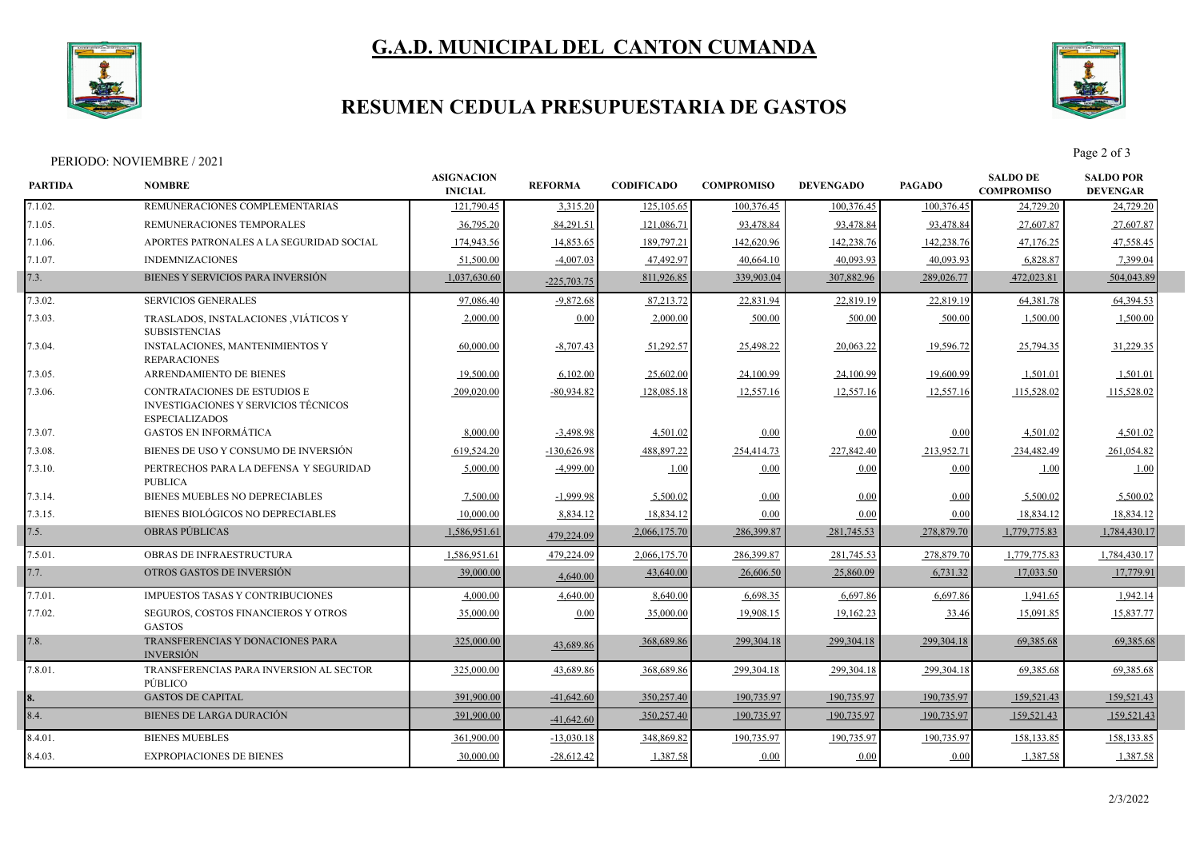# G.A.D. MUNICIPAL DEL CANTON CUMANDA

## RESUMEN CEDULA PRESUPUESTARIA DE GASTOS

PERIODO: NOVIEMBRE / 2021

| PARTIDA | NOMBRE | ASIGNACION INICIAL | REFORMA | CODIFICADO | COMPROMISO | DEVENGADO | PAGADO | SALDO DE COMPROMISO | SALDO POR DEVENGAR |
|---|---|---|---|---|---|---|---|---|---|
| 7.1.02. | REMUNERACIONES COMPLEMENTARIAS | 121,790.45 | 3,315.20 | 125,105.65 | 100,376.45 | 100,376.45 | 100,376.45 | 24,729.20 | 24,729.20 |
| 7.1.05. | REMUNERACIONES TEMPORALES | 36,795.20 | 84,291.51 | 121,086.71 | 93,478.84 | 93,478.84 | 93,478.84 | 27,607.87 | 27,607.87 |
| 7.1.06. | APORTES PATRONALES A LA SEGURIDAD SOCIAL | 174,943.56 | 14,853.65 | 189,797.21 | 142,620.96 | 142,238.76 | 142,238.76 | 47,176.25 | 47,558.45 |
| 7.1.07. | INDEMNIZACIONES | 51,500.00 | -4,007.03 | 47,492.97 | 40,664.10 | 40,093.93 | 40,093.93 | 6,828.87 | 7,399.04 |
| 7.3. | BIENES Y SERVICIOS PARA INVERSIÓN | 1,037,630.60 | -225,703.75 | 811,926.85 | 339,903.04 | 307,882.96 | 289,026.77 | 472,023.81 | 504,043.89 |
| 7.3.02. | SERVICIOS GENERALES | 97,086.40 | -9,872.68 | 87,213.72 | 22,831.94 | 22,819.19 | 22,819.19 | 64,381.78 | 64,394.53 |
| 7.3.03. | TRASLADOS, INSTALACIONES ,VIÁTICOS Y SUBSISTENCIAS | 2,000.00 | 0.00 | 2,000.00 | 500.00 | 500.00 | 500.00 | 1,500.00 | 1,500.00 |
| 7.3.04. | INSTALACIONES, MANTENIMIENTOS Y REPARACIONES | 60,000.00 | -8,707.43 | 51,292.57 | 25,498.22 | 20,063.22 | 19,596.72 | 25,794.35 | 31,229.35 |
| 7.3.05. | ARRENDAMIENTO DE BIENES | 19,500.00 | 6,102.00 | 25,602.00 | 24,100.99 | 24,100.99 | 19,600.99 | 1,501.01 | 1,501.01 |
| 7.3.06. | CONTRATACIONES DE ESTUDIOS E INVESTIGACIONES Y SERVICIOS TÉCNICOS ESPECIALIZADOS | 209,020.00 | -80,934.82 | 128,085.18 | 12,557.16 | 12,557.16 | 12,557.16 | 115,528.02 | 115,528.02 |
| 7.3.07. | GASTOS EN INFORMÁTICA | 8,000.00 | -3,498.98 | 4,501.02 | 0.00 | 0.00 | 0.00 | 4,501.02 | 4,501.02 |
| 7.3.08. | BIENES DE USO Y CONSUMO DE INVERSIÓN | 619,524.20 | -130,626.98 | 488,897.22 | 254,414.73 | 227,842.40 | 213,952.71 | 234,482.49 | 261,054.82 |
| 7.3.10. | PERTRECHOS PARA LA DEFENSA Y SEGURIDAD PUBLICA | 5,000.00 | -4,999.00 | 1.00 | 0.00 | 0.00 | 0.00 | 1.00 | 1.00 |
| 7.3.14. | BIENES MUEBLES NO DEPRECIABLES | 7,500.00 | -1,999.98 | 5,500.02 | 0.00 | 0.00 | 0.00 | 5,500.02 | 5,500.02 |
| 7.3.15. | BIENES BIOLÓGICOS NO DEPRECIABLES | 10,000.00 | 8,834.12 | 18,834.12 | 0.00 | 0.00 | 0.00 | 18,834.12 | 18,834.12 |
| 7.5. | OBRAS PÚBLICAS | 1,586,951.61 | 479,224.09 | 2,066,175.70 | 286,399.87 | 281,745.53 | 278,879.70 | 1,779,775.83 | 1,784,430.17 |
| 7.5.01. | OBRAS DE INFRAESTRUCTURA | 1,586,951.61 | 479,224.09 | 2,066,175.70 | 286,399.87 | 281,745.53 | 278,879.70 | 1,779,775.83 | 1,784,430.17 |
| 7.7. | OTROS GASTOS DE INVERSIÓN | 39,000.00 | 4,640.00 | 43,640.00 | 26,606.50 | 25,860.09 | 6,731.32 | 17,033.50 | 17,779.91 |
| 7.7.01. | IMPUESTOS TASAS Y CONTRIBUCIONES | 4,000.00 | 4,640.00 | 8,640.00 | 6,698.35 | 6,697.86 | 6,697.86 | 1,941.65 | 1,942.14 |
| 7.7.02. | SEGUROS, COSTOS FINANCIEROS Y OTROS GASTOS | 35,000.00 | 0.00 | 35,000.00 | 19,908.15 | 19,162.23 | 33.46 | 15,091.85 | 15,837.77 |
| 7.8. | TRANSFERENCIAS Y DONACIONES PARA INVERSIÓN | 325,000.00 | 43,689.86 | 368,689.86 | 299,304.18 | 299,304.18 | 299,304.18 | 69,385.68 | 69,385.68 |
| 7.8.01. | TRANSFERENCIAS PARA INVERSION AL SECTOR PÚBLICO | 325,000.00 | 43,689.86 | 368,689.86 | 299,304.18 | 299,304.18 | 299,304.18 | 69,385.68 | 69,385.68 |
| 8. | GASTOS DE CAPITAL | 391,900.00 | -41,642.60 | 350,257.40 | 190,735.97 | 190,735.97 | 190,735.97 | 159,521.43 | 159,521.43 |
| 8.4. | BIENES DE LARGA DURACIÓN | 391,900.00 | -41,642.60 | 350,257.40 | 190,735.97 | 190,735.97 | 190,735.97 | 159,521.43 | 159,521.43 |
| 8.4.01. | BIENES MUEBLES | 361,900.00 | -13,030.18 | 348,869.82 | 190,735.97 | 190,735.97 | 190,735.97 | 158,133.85 | 158,133.85 |
| 8.4.03. | EXPROPIACIONES DE BIENES | 30,000.00 | -28,612.42 | 1,387.58 | 0.00 | 0.00 | 0.00 | 1,387.58 | 1,387.58 |

2/3/2022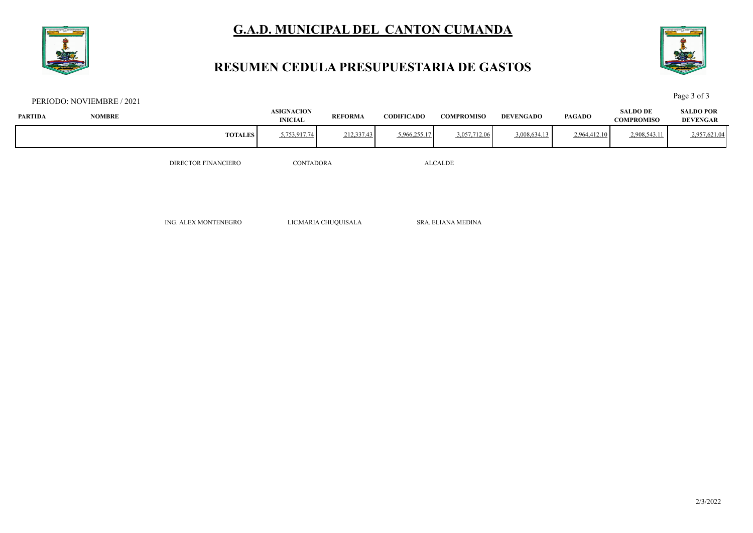# G.A.D. MUNICIPAL DEL CANTON CUMANDA

## RESUMEN CEDULA PRESUPUESTARIA DE GASTOS

PERIODO: NOVIEMBRE / 2021

| PARTIDA | NOMBRE | ASIGNACION INICIAL | REFORMA | CODIFICADO | COMPROMISO | DEVENGADO | PAGADO | SALDO DE COMPROMISO | SALDO POR DEVENGAR |
|---|---|---|---|---|---|---|---|---|---|
| | TOTALES | 5,753,917.74 | 212,337.43 | 5,966,255.17 | 3,057,712.06 | 3,008,634.13 | 2,964,412.10 | 2,908,543.11 | 2,957,621.04 |

| DIRECTOR FINANCIERO | CONTADORA | ALCALDE |
|---|---|---|
| ING. ALEX MONTENEGRO | LIC.MARIA CHUQUISALA | SRA. ELIANA MEDINA |

2/3/2022